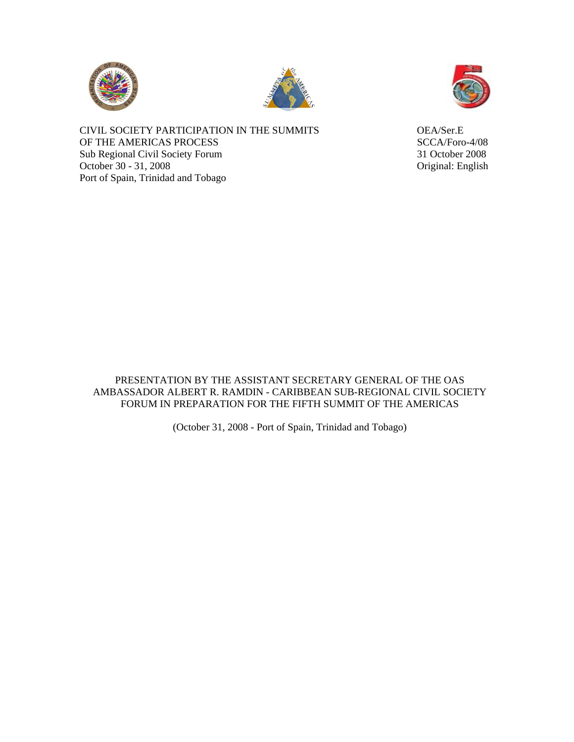CIVIL SOCIETY PARTICIPATION IN THE SUMMITS OF THE AMERICAS PROCESS
Sub Regional Civil Society Forum
October 30 - 31, 2008
Port of Spain, Trinidad and Tobago

OEA/Ser.E
SCCA/Foro-4/08
31 October 2008
Original: English

# PRESENTATION BY THE ASSISTANT SECRETARY GENERAL OF THE OAS AMBASSADOR ALBERT R. RAMDIN - CARIBBEAN SUB-REGIONAL CIVIL SOCIETY FORUM IN PREPARATION FOR THE FIFTH SUMMIT OF THE AMERICAS

(October 31, 2008 - Port of Spain, Trinidad and Tobago)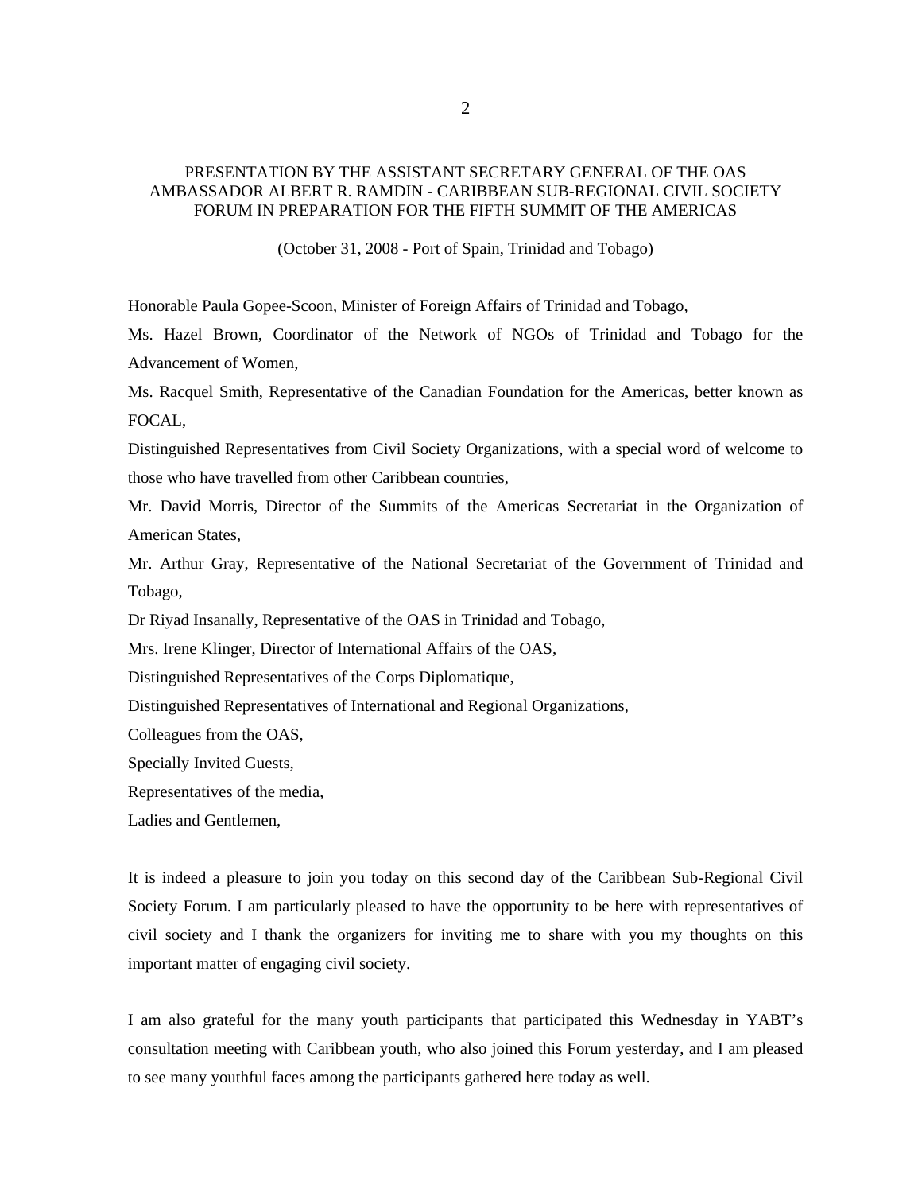# PRESENTATION BY THE ASSISTANT SECRETARY GENERAL OF THE OAS AMBASSADOR ALBERT R. RAMDIN - CARIBBEAN SUB-REGIONAL CIVIL SOCIETY FORUM IN PREPARATION FOR THE FIFTH SUMMIT OF THE AMERICAS

(October 31, 2008 - Port of Spain, Trinidad and Tobago)

Honorable Paula Gopee-Scoon, Minister of Foreign Affairs of Trinidad and Tobago,

Ms. Hazel Brown, Coordinator of the Network of NGOs of Trinidad and Tobago for the Advancement of Women,

Ms. Racquel Smith, Representative of the Canadian Foundation for the Americas, better known as FOCAL,

Distinguished Representatives from Civil Society Organizations, with a special word of welcome to those who have travelled from other Caribbean countries,

Mr. David Morris, Director of the Summits of the Americas Secretariat in the Organization of American States,

Mr. Arthur Gray, Representative of the National Secretariat of the Government of Trinidad and Tobago,

Dr Riyad Insanally, Representative of the OAS in Trinidad and Tobago,

Mrs. Irene Klinger, Director of International Affairs of the OAS,

Distinguished Representatives of the Corps Diplomatique,

Distinguished Representatives of International and Regional Organizations,

Colleagues from the OAS,

Specially Invited Guests,

Representatives of the media,

Ladies and Gentlemen,

It is indeed a pleasure to join you today on this second day of the Caribbean Sub-Regional Civil Society Forum. I am particularly pleased to have the opportunity to be here with representatives of civil society and I thank the organizers for inviting me to share with you my thoughts on this important matter of engaging civil society.

I am also grateful for the many youth participants that participated this Wednesday in YABT's consultation meeting with Caribbean youth, who also joined this Forum yesterday, and I am pleased to see many youthful faces among the participants gathered here today as well.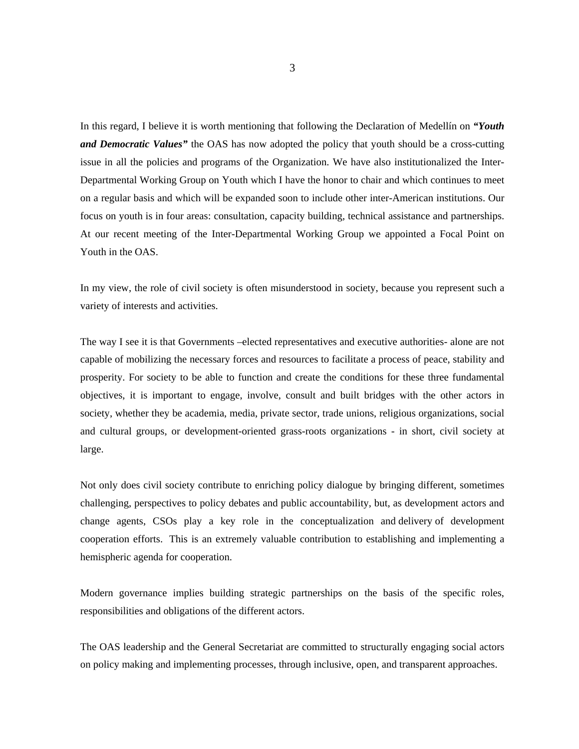In this regard, I believe it is worth mentioning that following the Declaration of Medellín on ***"Youth and Democratic Values"*** the OAS has now adopted the policy that youth should be a cross-cutting issue in all the policies and programs of the Organization. We have also institutionalized the Inter-Departmental Working Group on Youth which I have the honor to chair and which continues to meet on a regular basis and which will be expanded soon to include other inter-American institutions. Our focus on youth is in four areas: consultation, capacity building, technical assistance and partnerships. At our recent meeting of the Inter-Departmental Working Group we appointed a Focal Point on Youth in the OAS.

In my view, the role of civil society is often misunderstood in society, because you represent such a variety of interests and activities.

The way I see it is that Governments –elected representatives and executive authorities- alone are not capable of mobilizing the necessary forces and resources to facilitate a process of peace, stability and prosperity. For society to be able to function and create the conditions for these three fundamental objectives, it is important to engage, involve, consult and built bridges with the other actors in society, whether they be academia, media, private sector, trade unions, religious organizations, social and cultural groups, or development-oriented grass-roots organizations - in short, civil society at large.

Not only does civil society contribute to enriching policy dialogue by bringing different, sometimes challenging, perspectives to policy debates and public accountability, but, as development actors and change agents, CSOs play a key role in the conceptualization and delivery of development cooperation efforts. This is an extremely valuable contribution to establishing and implementing a hemispheric agenda for cooperation.

Modern governance implies building strategic partnerships on the basis of the specific roles, responsibilities and obligations of the different actors.

The OAS leadership and the General Secretariat are committed to structurally engaging social actors on policy making and implementing processes, through inclusive, open, and transparent approaches.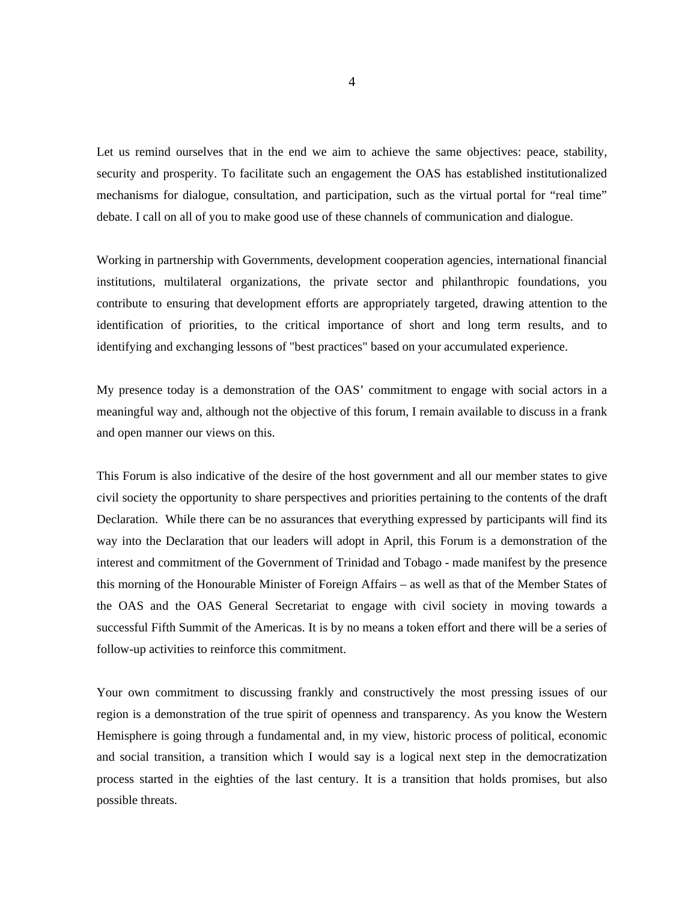Let us remind ourselves that in the end we aim to achieve the same objectives: peace, stability, security and prosperity. To facilitate such an engagement the OAS has established institutionalized mechanisms for dialogue, consultation, and participation, such as the virtual portal for "real time" debate. I call on all of you to make good use of these channels of communication and dialogue.

Working in partnership with Governments, development cooperation agencies, international financial institutions, multilateral organizations, the private sector and philanthropic foundations, you contribute to ensuring that development efforts are appropriately targeted, drawing attention to the identification of priorities, to the critical importance of short and long term results, and to identifying and exchanging lessons of "best practices" based on your accumulated experience.

My presence today is a demonstration of the OAS' commitment to engage with social actors in a meaningful way and, although not the objective of this forum, I remain available to discuss in a frank and open manner our views on this.

This Forum is also indicative of the desire of the host government and all our member states to give civil society the opportunity to share perspectives and priorities pertaining to the contents of the draft Declaration. While there can be no assurances that everything expressed by participants will find its way into the Declaration that our leaders will adopt in April, this Forum is a demonstration of the interest and commitment of the Government of Trinidad and Tobago - made manifest by the presence this morning of the Honourable Minister of Foreign Affairs – as well as that of the Member States of the OAS and the OAS General Secretariat to engage with civil society in moving towards a successful Fifth Summit of the Americas. It is by no means a token effort and there will be a series of follow-up activities to reinforce this commitment.

Your own commitment to discussing frankly and constructively the most pressing issues of our region is a demonstration of the true spirit of openness and transparency. As you know the Western Hemisphere is going through a fundamental and, in my view, historic process of political, economic and social transition, a transition which I would say is a logical next step in the democratization process started in the eighties of the last century. It is a transition that holds promises, but also possible threats.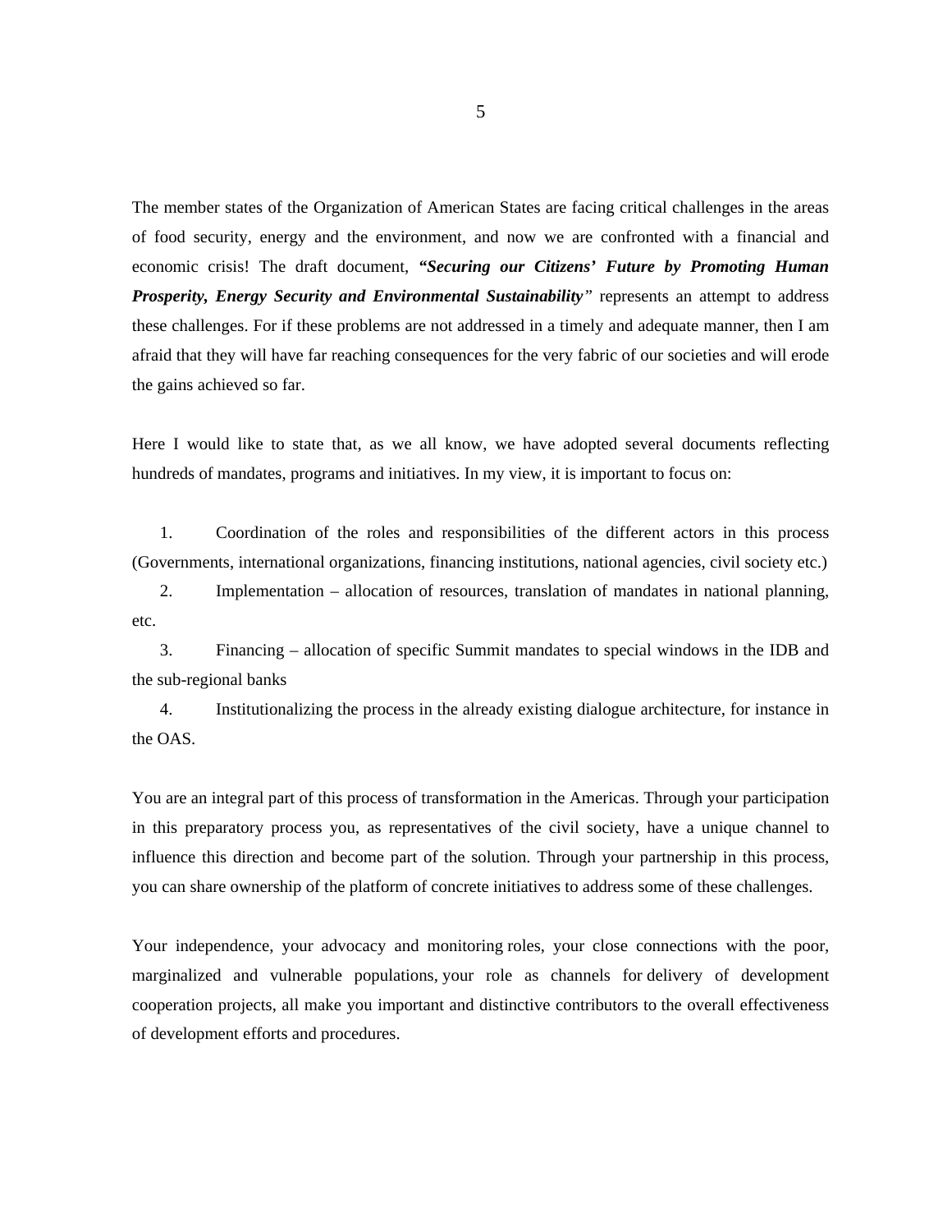The member states of the Organization of American States are facing critical challenges in the areas of food security, energy and the environment, and now we are confronted with a financial and economic crisis! The draft document, ***"Securing our Citizens' Future by Promoting Human Prosperity, Energy Security and Environmental Sustainability"*** represents an attempt to address these challenges. For if these problems are not addressed in a timely and adequate manner, then I am afraid that they will have far reaching consequences for the very fabric of our societies and will erode the gains achieved so far.

Here I would like to state that, as we all know, we have adopted several documents reflecting hundreds of mandates, programs and initiatives. In my view, it is important to focus on:

1. Coordination of the roles and responsibilities of the different actors in this process (Governments, international organizations, financing institutions, national agencies, civil society etc.)
2. Implementation – allocation of resources, translation of mandates in national planning, etc.
3. Financing – allocation of specific Summit mandates to special windows in the IDB and the sub-regional banks
4. Institutionalizing the process in the already existing dialogue architecture, for instance in the OAS.

You are an integral part of this process of transformation in the Americas. Through your participation in this preparatory process you, as representatives of the civil society, have a unique channel to influence this direction and become part of the solution. Through your partnership in this process, you can share ownership of the platform of concrete initiatives to address some of these challenges.

Your independence, your advocacy and monitoring roles, your close connections with the poor, marginalized and vulnerable populations, your role as channels for delivery of development cooperation projects, all make you important and distinctive contributors to the overall effectiveness of development efforts and procedures.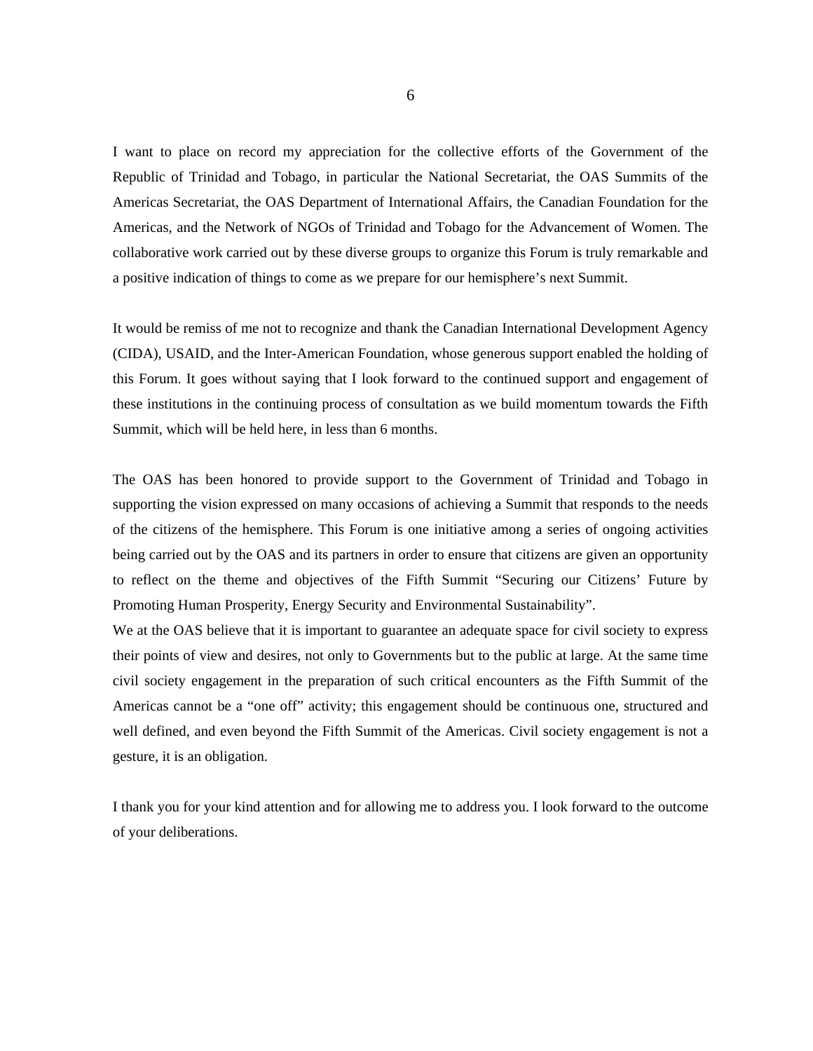I want to place on record my appreciation for the collective efforts of the Government of the Republic of Trinidad and Tobago, in particular the National Secretariat, the OAS Summits of the Americas Secretariat, the OAS Department of International Affairs, the Canadian Foundation for the Americas, and the Network of NGOs of Trinidad and Tobago for the Advancement of Women. The collaborative work carried out by these diverse groups to organize this Forum is truly remarkable and a positive indication of things to come as we prepare for our hemisphere's next Summit.

It would be remiss of me not to recognize and thank the Canadian International Development Agency (CIDA), USAID, and the Inter-American Foundation, whose generous support enabled the holding of this Forum. It goes without saying that I look forward to the continued support and engagement of these institutions in the continuing process of consultation as we build momentum towards the Fifth Summit, which will be held here, in less than 6 months.

The OAS has been honored to provide support to the Government of Trinidad and Tobago in supporting the vision expressed on many occasions of achieving a Summit that responds to the needs of the citizens of the hemisphere. This Forum is one initiative among a series of ongoing activities being carried out by the OAS and its partners in order to ensure that citizens are given an opportunity to reflect on the theme and objectives of the Fifth Summit "Securing our Citizens' Future by Promoting Human Prosperity, Energy Security and Environmental Sustainability".

We at the OAS believe that it is important to guarantee an adequate space for civil society to express their points of view and desires, not only to Governments but to the public at large. At the same time civil society engagement in the preparation of such critical encounters as the Fifth Summit of the Americas cannot be a "one off" activity; this engagement should be continuous one, structured and well defined, and even beyond the Fifth Summit of the Americas. Civil society engagement is not a gesture, it is an obligation.

I thank you for your kind attention and for allowing me to address you. I look forward to the outcome of your deliberations.